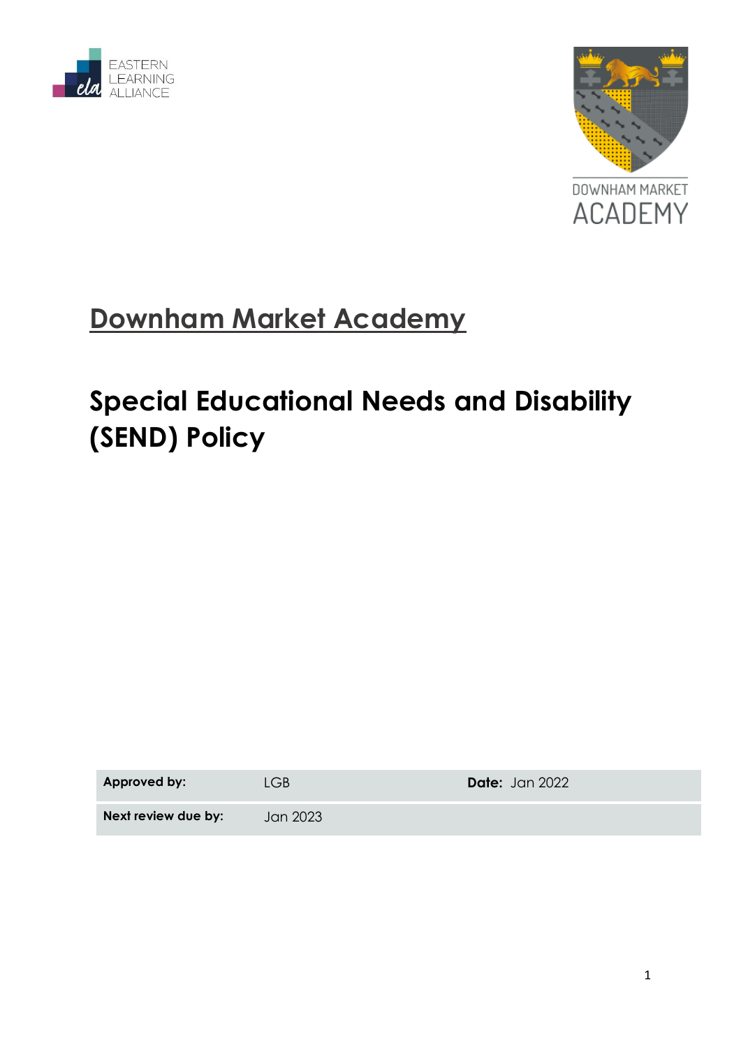EASTERN LEARNING ALLIANCE

DOWNHAM MARKET ACADEMY

# Downham Market Academy

## Special Educational Needs and Disability (SEND) Policy

| **Approved by:** | LGB | **Date:** Jan 2022 |
|---|---|---|
| **Next review due by:** | Jan 2023 | |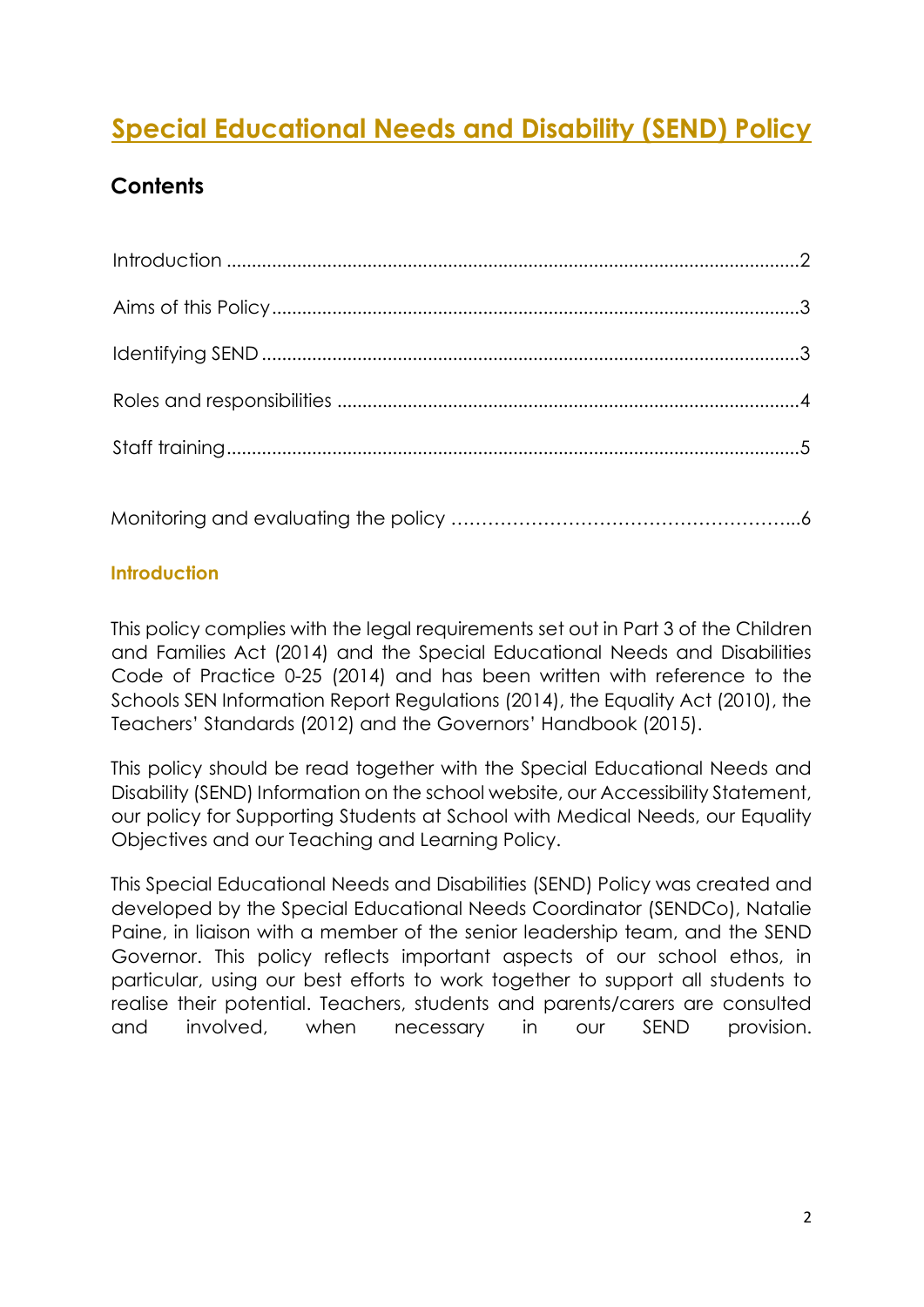# Special Educational Needs and Disability (SEND) Policy

## Contents

Introduction ................................................................................................................2

Aims of this Policy.......................................................................................................3

Identifying SEND .........................................................................................................3

Roles and responsibilities ..........................................................................................4

Staff training................................................................................................................5

Monitoring and evaluating the policy ………………………………………………...6

### Introduction

This policy complies with the legal requirements set out in Part 3 of the Children and Families Act (2014) and the Special Educational Needs and Disabilities Code of Practice 0-25 (2014) and has been written with reference to the Schools SEN Information Report Regulations (2014), the Equality Act (2010), the Teachers' Standards (2012) and the Governors' Handbook (2015).

This policy should be read together with the Special Educational Needs and Disability (SEND) Information on the school website, our Accessibility Statement, our policy for Supporting Students at School with Medical Needs, our Equality Objectives and our Teaching and Learning Policy.

This Special Educational Needs and Disabilities (SEND) Policy was created and developed by the Special Educational Needs Coordinator (SENDCo), Natalie Paine, in liaison with a member of the senior leadership team, and the SEND Governor. This policy reflects important aspects of our school ethos, in particular, using our best efforts to work together to support all students to realise their potential. Teachers, students and parents/carers are consulted and involved, when necessary in our SEND provision.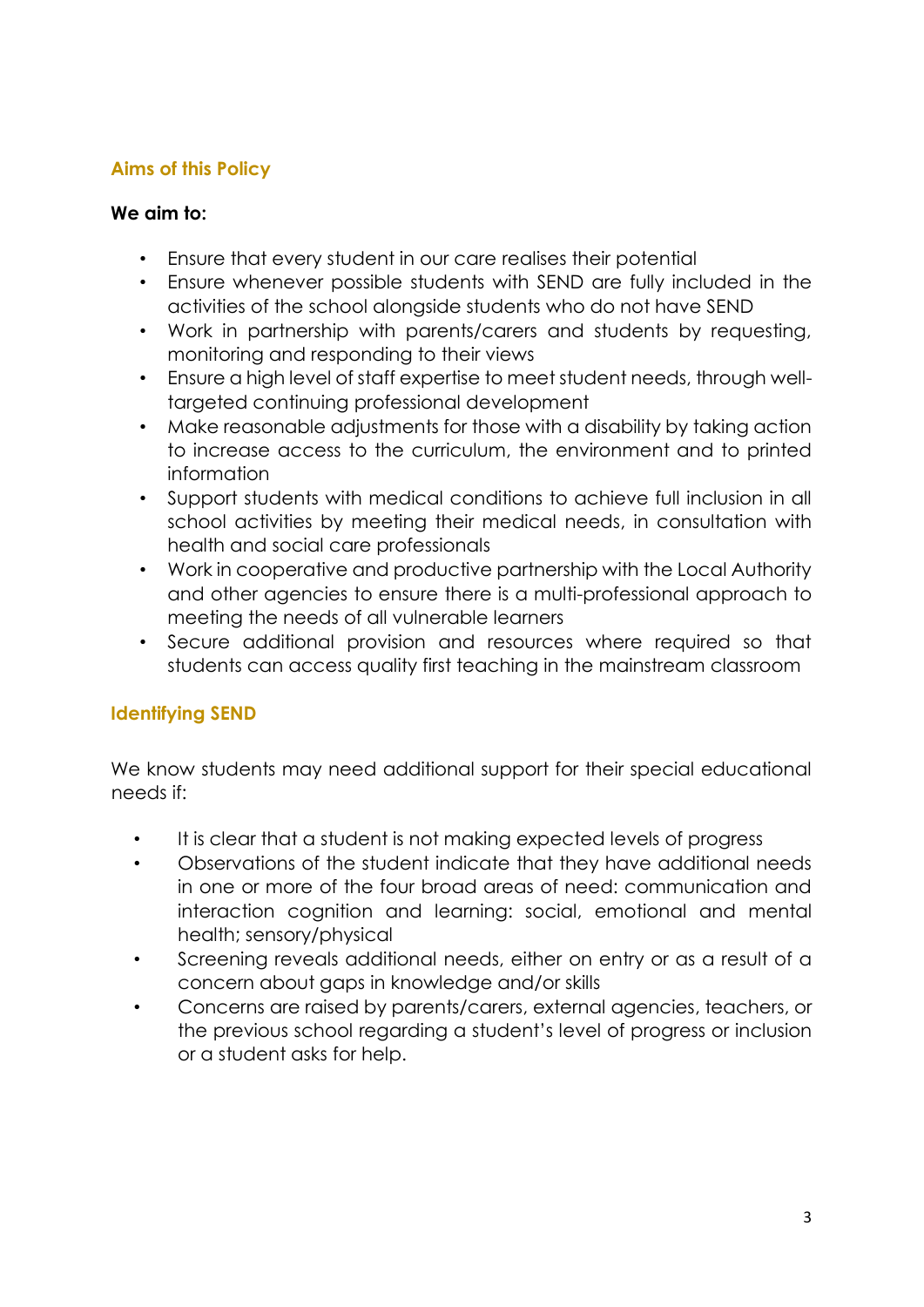## Aims of this Policy

**We aim to:**

- Ensure that every student in our care realises their potential
- Ensure whenever possible students with SEND are fully included in the activities of the school alongside students who do not have SEND
- Work in partnership with parents/carers and students by requesting, monitoring and responding to their views
- Ensure a high level of staff expertise to meet student needs, through well-targeted continuing professional development
- Make reasonable adjustments for those with a disability by taking action to increase access to the curriculum, the environment and to printed information
- Support students with medical conditions to achieve full inclusion in all school activities by meeting their medical needs, in consultation with health and social care professionals
- Work in cooperative and productive partnership with the Local Authority and other agencies to ensure there is a multi-professional approach to meeting the needs of all vulnerable learners
- Secure additional provision and resources where required so that students can access quality first teaching in the mainstream classroom

## Identifying SEND

We know students may need additional support for their special educational needs if:

- It is clear that a student is not making expected levels of progress
- Observations of the student indicate that they have additional needs in one or more of the four broad areas of need: communication and interaction cognition and learning: social, emotional and mental health; sensory/physical
- Screening reveals additional needs, either on entry or as a result of a concern about gaps in knowledge and/or skills
- Concerns are raised by parents/carers, external agencies, teachers, or the previous school regarding a student's level of progress or inclusion or a student asks for help.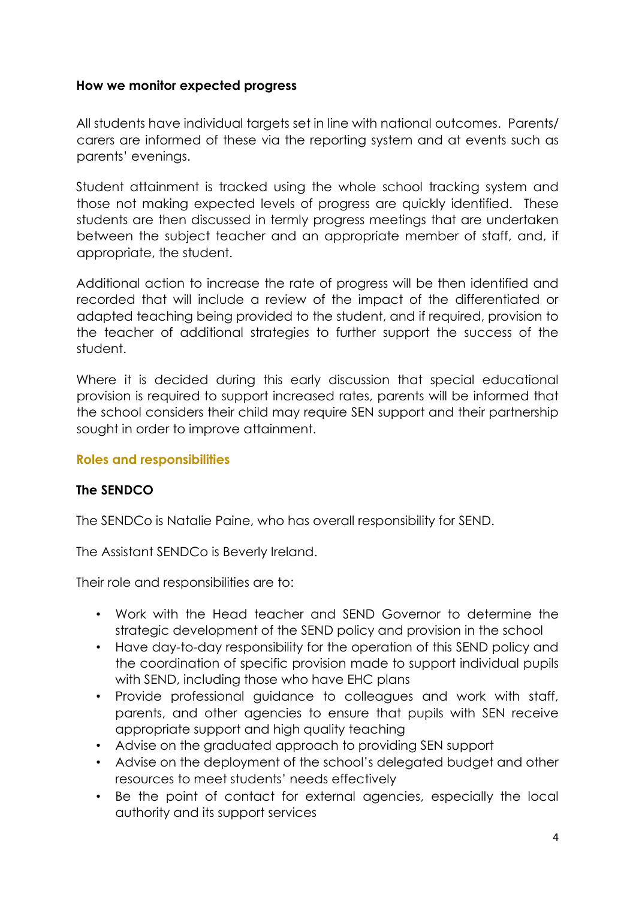**How we monitor expected progress**

All students have individual targets set in line with national outcomes. Parents/ carers are informed of these via the reporting system and at events such as parents' evenings.

Student attainment is tracked using the whole school tracking system and those not making expected levels of progress are quickly identified. These students are then discussed in termly progress meetings that are undertaken between the subject teacher and an appropriate member of staff, and, if appropriate, the student.

Additional action to increase the rate of progress will be then identified and recorded that will include a review of the impact of the differentiated or adapted teaching being provided to the student, and if required, provision to the teacher of additional strategies to further support the success of the student.

Where it is decided during this early discussion that special educational provision is required to support increased rates, parents will be informed that the school considers their child may require SEN support and their partnership sought in order to improve attainment.

## Roles and responsibilities

### The SENDCO

The SENDCo is Natalie Paine, who has overall responsibility for SEND.

The Assistant SENDCo is Beverly Ireland.

Their role and responsibilities are to:

- Work with the Head teacher and SEND Governor to determine the strategic development of the SEND policy and provision in the school
- Have day-to-day responsibility for the operation of this SEND policy and the coordination of specific provision made to support individual pupils with SEND, including those who have EHC plans
- Provide professional guidance to colleagues and work with staff, parents, and other agencies to ensure that pupils with SEN receive appropriate support and high quality teaching
- Advise on the graduated approach to providing SEN support
- Advise on the deployment of the school's delegated budget and other resources to meet students' needs effectively
- Be the point of contact for external agencies, especially the local authority and its support services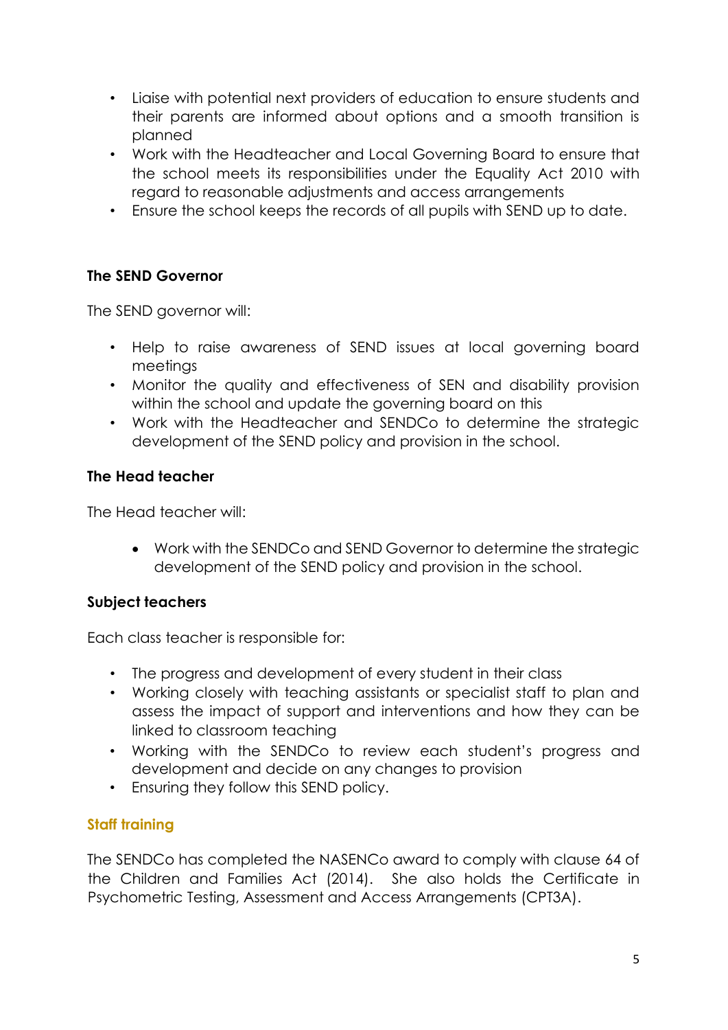- Liaise with potential next providers of education to ensure students and their parents are informed about options and a smooth transition is planned
- Work with the Headteacher and Local Governing Board to ensure that the school meets its responsibilities under the Equality Act 2010 with regard to reasonable adjustments and access arrangements
- Ensure the school keeps the records of all pupils with SEND up to date.

**The SEND Governor**

The SEND governor will:

- Help to raise awareness of SEND issues at local governing board meetings
- Monitor the quality and effectiveness of SEN and disability provision within the school and update the governing board on this
- Work with the Headteacher and SENDCo to determine the strategic development of the SEND policy and provision in the school.

**The Head teacher**

The Head teacher will:

- Work with the SENDCo and SEND Governor to determine the strategic development of the SEND policy and provision in the school.

**Subject teachers**

Each class teacher is responsible for:

- The progress and development of every student in their class
- Working closely with teaching assistants or specialist staff to plan and assess the impact of support and interventions and how they can be linked to classroom teaching
- Working with the SENDCo to review each student's progress and development and decide on any changes to provision
- Ensuring they follow this SEND policy.

## Staff training

The SENDCo has completed the NASENCo award to comply with clause 64 of the Children and Families Act (2014). She also holds the Certificate in Psychometric Testing, Assessment and Access Arrangements (CPT3A).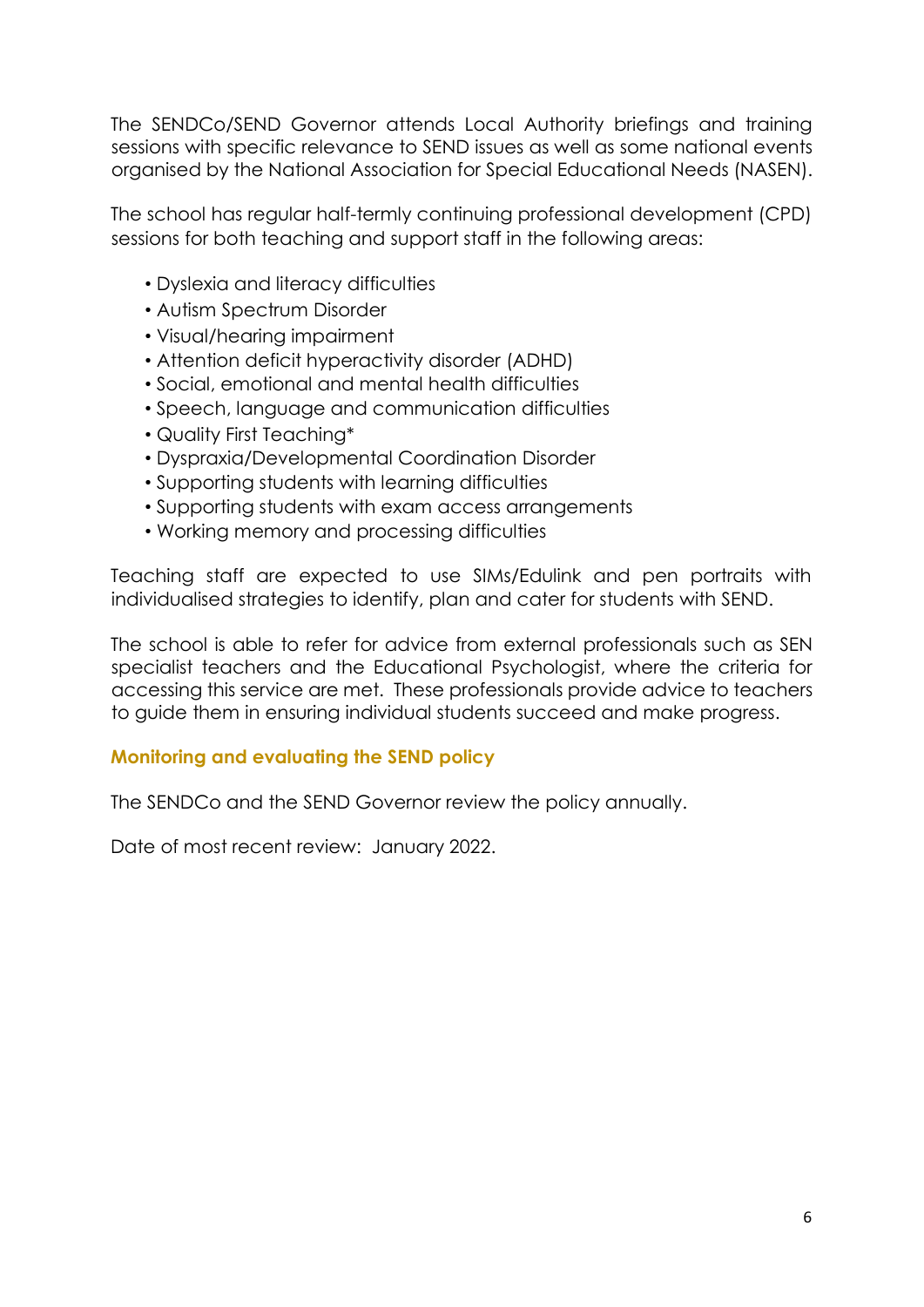The SENDCo/SEND Governor attends Local Authority briefings and training sessions with specific relevance to SEND issues as well as some national events organised by the National Association for Special Educational Needs (NASEN).

The school has regular half-termly continuing professional development (CPD) sessions for both teaching and support staff in the following areas:

- Dyslexia and literacy difficulties
- Autism Spectrum Disorder
- Visual/hearing impairment
- Attention deficit hyperactivity disorder (ADHD)
- Social, emotional and mental health difficulties
- Speech, language and communication difficulties
- Quality First Teaching*
- Dyspraxia/Developmental Coordination Disorder
- Supporting students with learning difficulties
- Supporting students with exam access arrangements
- Working memory and processing difficulties

Teaching staff are expected to use SIMs/Edulink and pen portraits with individualised strategies to identify, plan and cater for students with SEND.

The school is able to refer for advice from external professionals such as SEN specialist teachers and the Educational Psychologist, where the criteria for accessing this service are met. These professionals provide advice to teachers to guide them in ensuring individual students succeed and make progress.

## Monitoring and evaluating the SEND policy

The SENDCo and the SEND Governor review the policy annually.

Date of most recent review: January 2022.